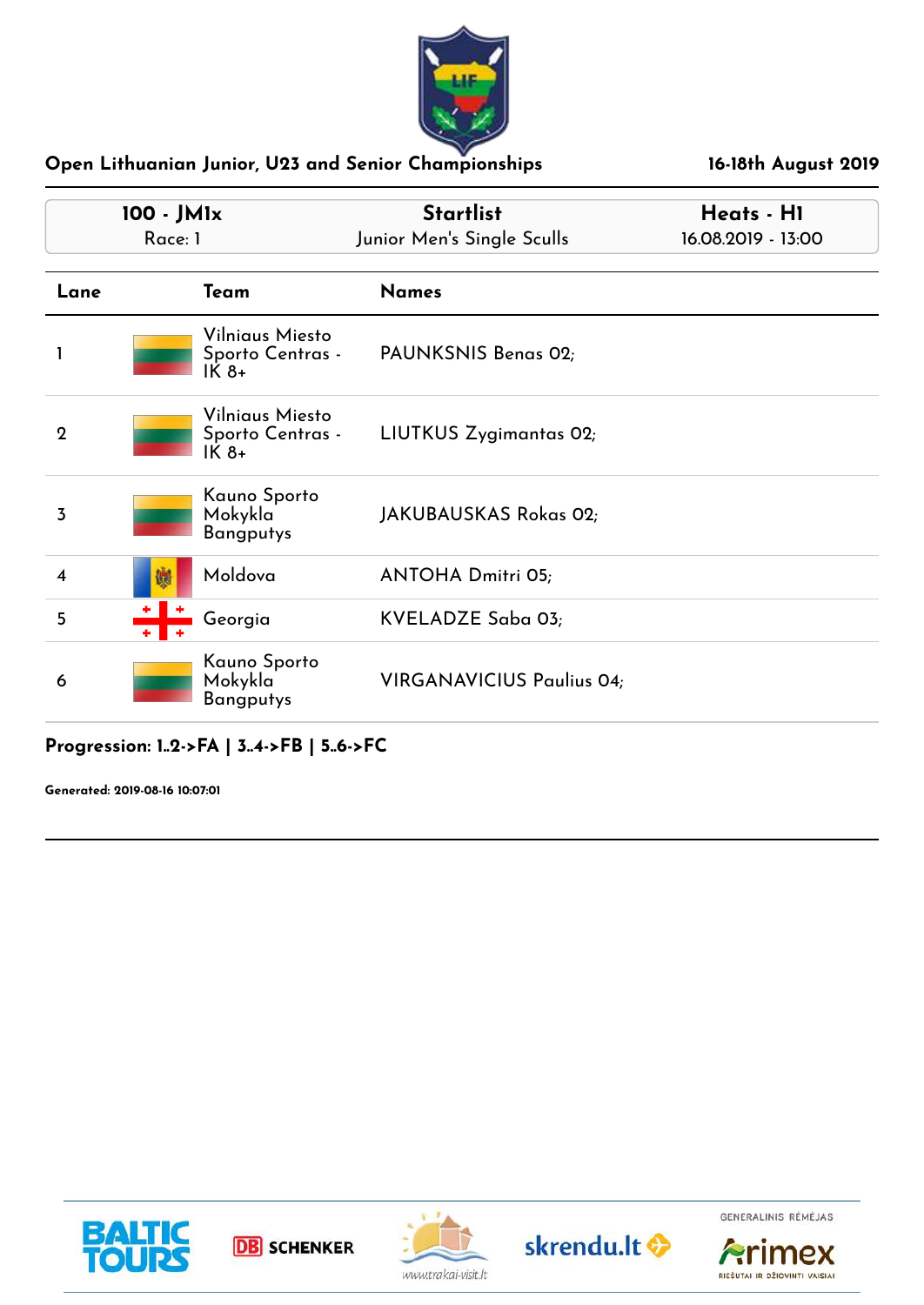# Open Lithuanian Junior, U23 and Senior Championships

**16-18th August 2019**

| 100 - JM1x | Startlist | Heats - H1 |
|---|---|---|
| Race: 1 | Junior Men's Single Sculls | 16.08.2019 - 13:00 |

| Lane | Team | Names |
|---|---|---|
| 1 | Vilniaus Miesto Sporto Centras - IK 8+ | PAUNKSNIS Benas 02; |
| 2 | Vilniaus Miesto Sporto Centras - IK 8+ | LIUTKUS Zygimantas 02; |
| 3 | Kauno Sporto Mokykla Bangputys | JAKUBAUSKAS Rokas 02; |
| 4 | Moldova | ANTOHA Dmitri 05; |
| 5 | Georgia | KVELADZE Saba 03; |
| 6 | Kauno Sporto Mokykla Bangputys | VIRGANAVICIUS Paulius 04; |

**Progression: 1..2->FA | 3..4->FB | 5..6->FC**

**Generated: 2019-08-16 10:07:01**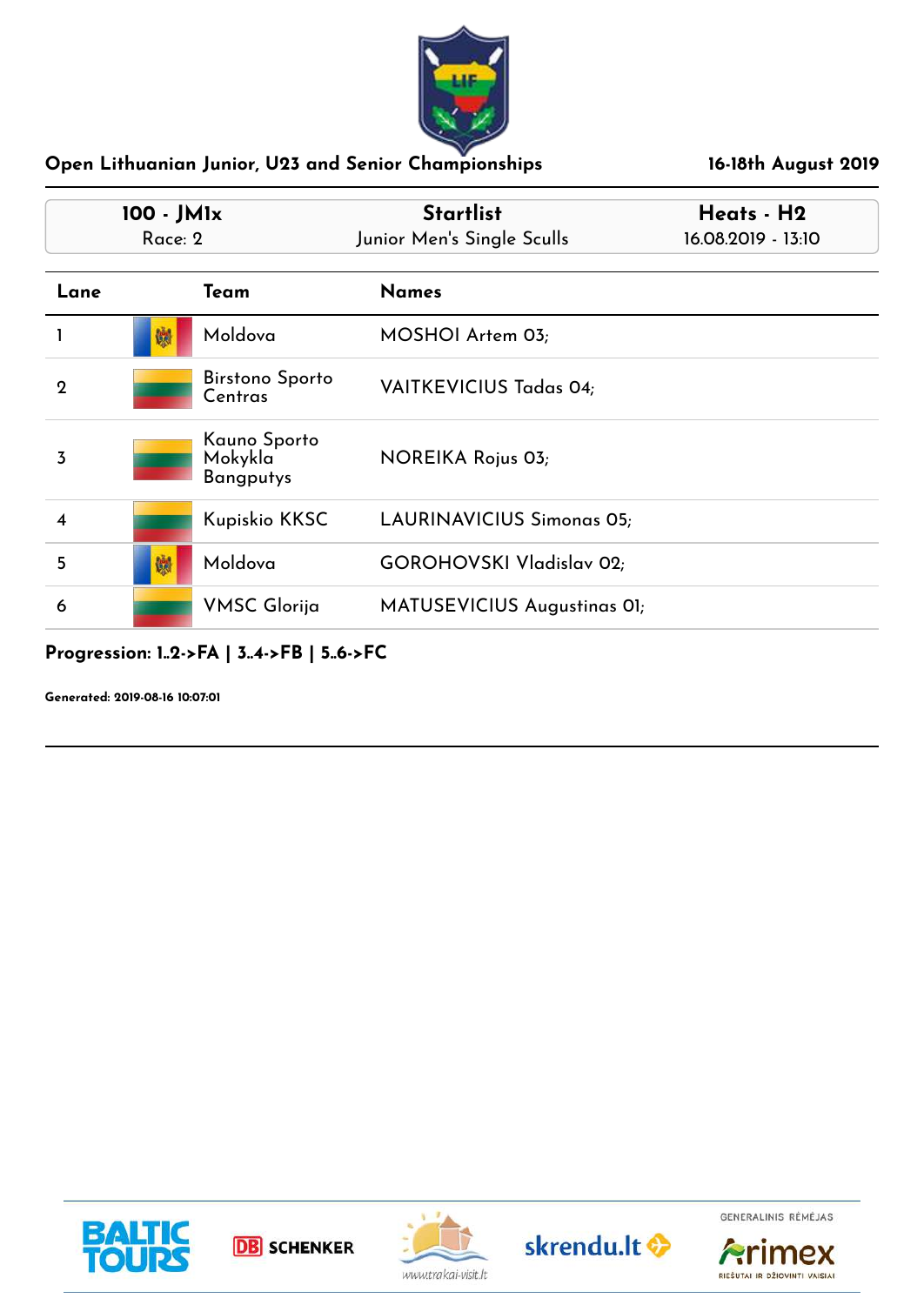## Open Lithuanian Junior, U23 and Senior Championships

**16-18th August 2019**

| **100 - JM1x** | **Startlist** | **Heats - H2** |
|---|---|---|
| Race: 2 | Junior Men's Single Sculls | 16.08.2019 - 13:10 |

| Lane | Team | Names |
|---|---|---|
| 1 | Moldova | MOSHOI Artem 03; |
| 2 | Birstono Sporto Centras | VAITKEVICIUS Tadas 04; |
| 3 | Kauno Sporto Mokykla Bangputys | NOREIKA Rojus 03; |
| 4 | Kupiskio KKSC | LAURINAVICIUS Simonas 05; |
| 5 | Moldova | GOROHOVSKI Vladislav 02; |
| 6 | VMSC Glorija | MATUSEVICIUS Augustinas 01; |

**Progression: 1..2->FA | 3..4->FB | 5..6->FC**

**Generated: 2019-08-16 10:07:01**

BALTIC TOURS | DB SCHENKER | www.trakai-visit.lt | skrendu.lt | GENERALINIS RĖMĖJAS Arimex RIEŠUTAI IR DŽIOVINTI VAISIAI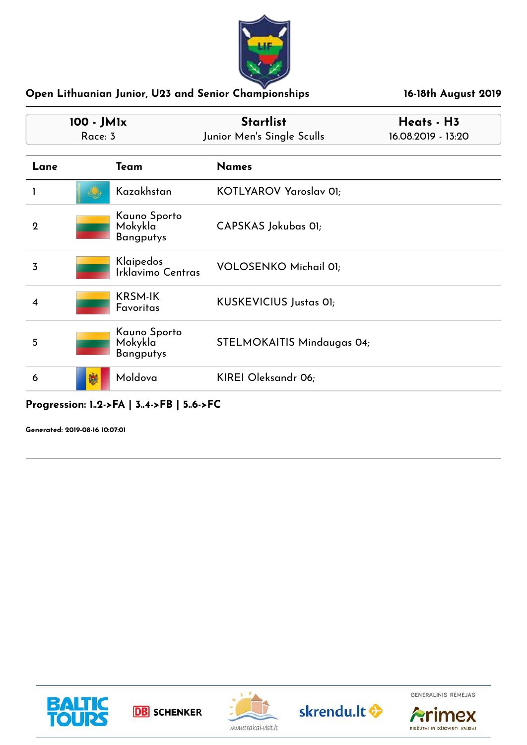## Open Lithuanian Junior, U23 and Senior Championships

**16-18th August 2019**

| **100 - JM1x** | **Startlist** | **Heats - H3** |
|---|---|---|
| Race: 3 | Junior Men's Single Sculls | 16.08.2019 - 13:20 |

| Lane | Team | Names |
|---|---|---|
| 1 | Kazakhstan | KOTLYAROV Yaroslav 01; |
| 2 | Kauno Sporto Mokykla Bangputys | CAPSKAS Jokubas 01; |
| 3 | Klaipedos Irklavimo Centras | VOLOSENKO Michail 01; |
| 4 | KRSM-IK Favoritas | KUSKEVICIUS Justas 01; |
| 5 | Kauno Sporto Mokykla Bangputys | STELMOKAITIS Mindaugas 04; |
| 6 | Moldova | KIREI Oleksandr 06; |

**Progression: 1..2->FA | 3..4->FB | 5..6->FC**

**Generated: 2019-08-16 10:07:01**

GENERALINIS RĖMĖJAS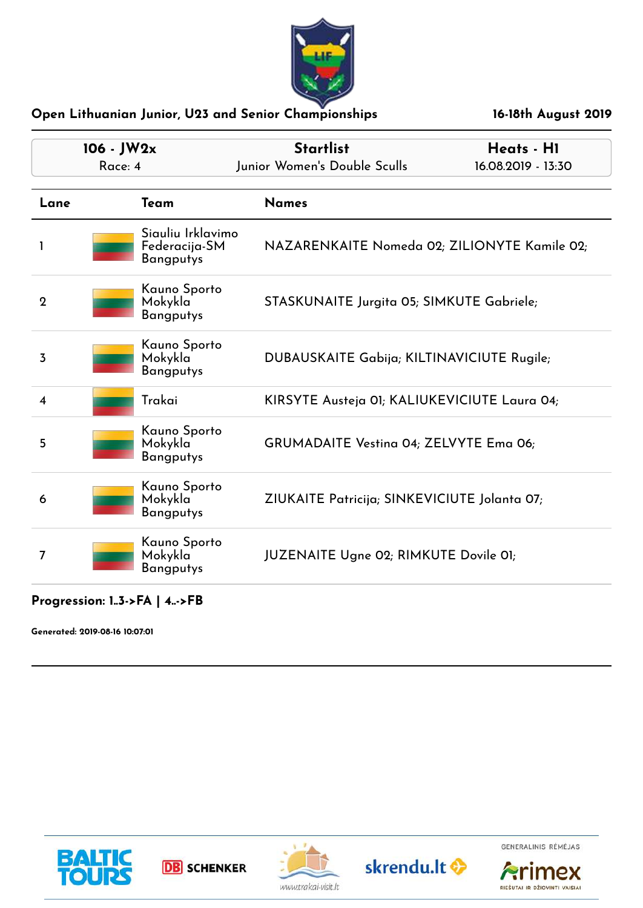## Open Lithuanian Junior, U23 and Senior Championships

**16-18th August 2019**

| **106 - JW2x** | **Startlist** | **Heats - H1** |
|---|---|---|
| Race: 4 | Junior Women's Double Sculls | 16.08.2019 - 13:30 |

| Lane | Team | Names |
|---|---|---|
| 1 | Siauliu Irklavimo Federacija-SM Bangputys | NAZARENKAITE Nomeda 02; ZILIONYTE Kamile 02; |
| 2 | Kauno Sporto Mokykla Bangputys | STASKUNAITE Jurgita 05; SIMKUTE Gabriele; |
| 3 | Kauno Sporto Mokykla Bangputys | DUBAUSKAITE Gabija; KILTINAVICIUTE Rugile; |
| 4 | Trakai | KIRSYTE Austeja 01; KALIUKEVICIUTE Laura 04; |
| 5 | Kauno Sporto Mokykla Bangputys | GRUMADAITE Vestina 04; ZELVYTE Ema 06; |
| 6 | Kauno Sporto Mokykla Bangputys | ZIUKAITE Patricija; SINKEVICIUTE Jolanta 07; |
| 7 | Kauno Sporto Mokykla Bangputys | JUZENAITE Ugne 02; RIMKUTE Dovile 01; |

**Progression: 1..3->FA | 4..->FB**

**Generated: 2019-08-16 10:07:01**

GENERALINIS RĖMĖJAS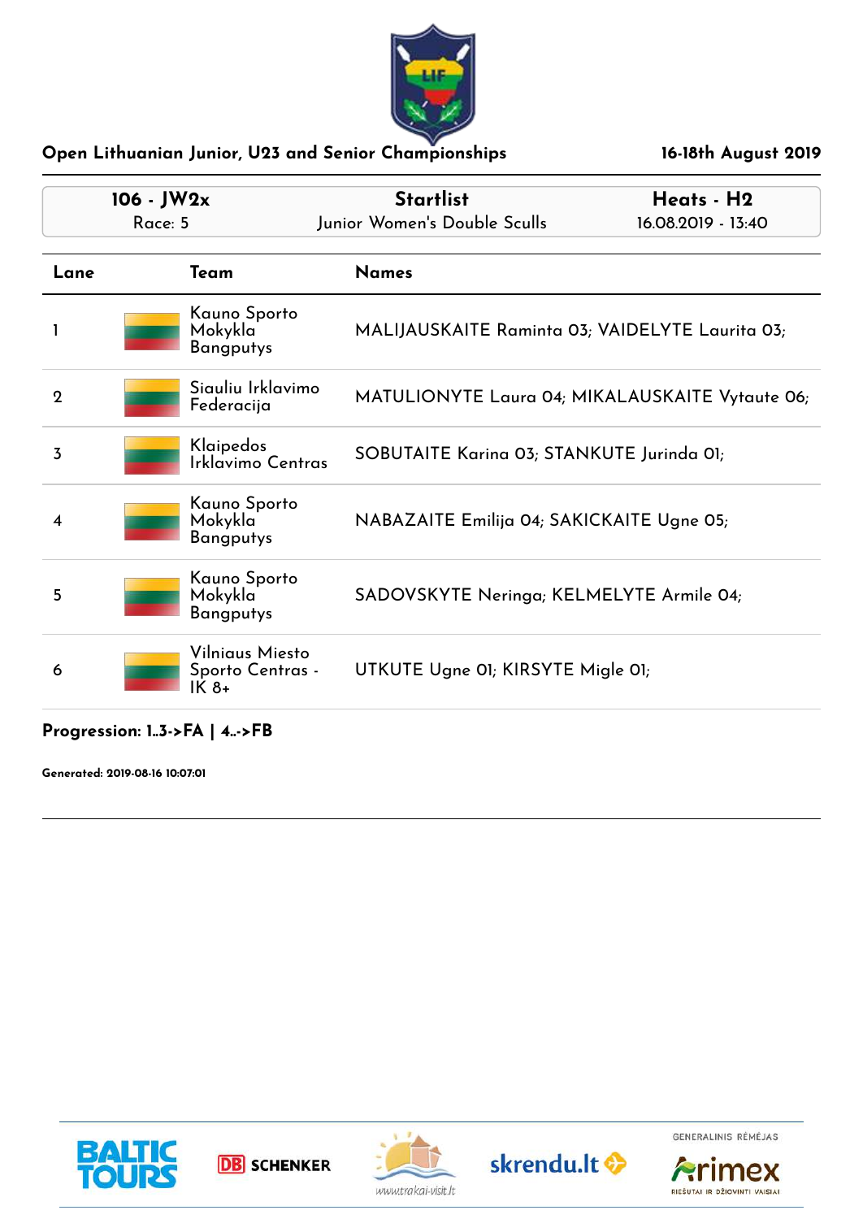## Open Lithuanian Junior, U23 and Senior Championships

**16-18th August 2019**

| **106 - JW2x** | **Startlist** | **Heats - H2** |
|---|---|---|
| Race: 5 | Junior Women's Double Sculls | 16.08.2019 - 13:40 |

| Lane | Team | Names |
|---|---|---|
| 1 | Kauno Sporto Mokykla Bangputys | MALIJAUSKAITE Raminta 03; VAIDELYTE Laurita 03; |
| 2 | Siauliu Irklavimo Federacija | MATULIONYTE Laura 04; MIKALAUSKAITE Vytaute 06; |
| 3 | Klaipedos Irklavimo Centras | SOBUTAITE Karina 03; STANKUTE Jurinda 01; |
| 4 | Kauno Sporto Mokykla Bangputys | NABAZAITE Emilija 04; SAKICKAITE Ugne 05; |
| 5 | Kauno Sporto Mokykla Bangputys | SADOVSKYTE Neringa; KELMELYTE Armile 04; |
| 6 | Vilniaus Miesto Sporto Centras - IK 8+ | UTKUTE Ugne 01; KIRSYTE Migle 01; |

**Progression: 1..3->FA | 4..->FB**

**Generated: 2019-08-16 10:07:01**

GENERALINIS RĖMĖJAS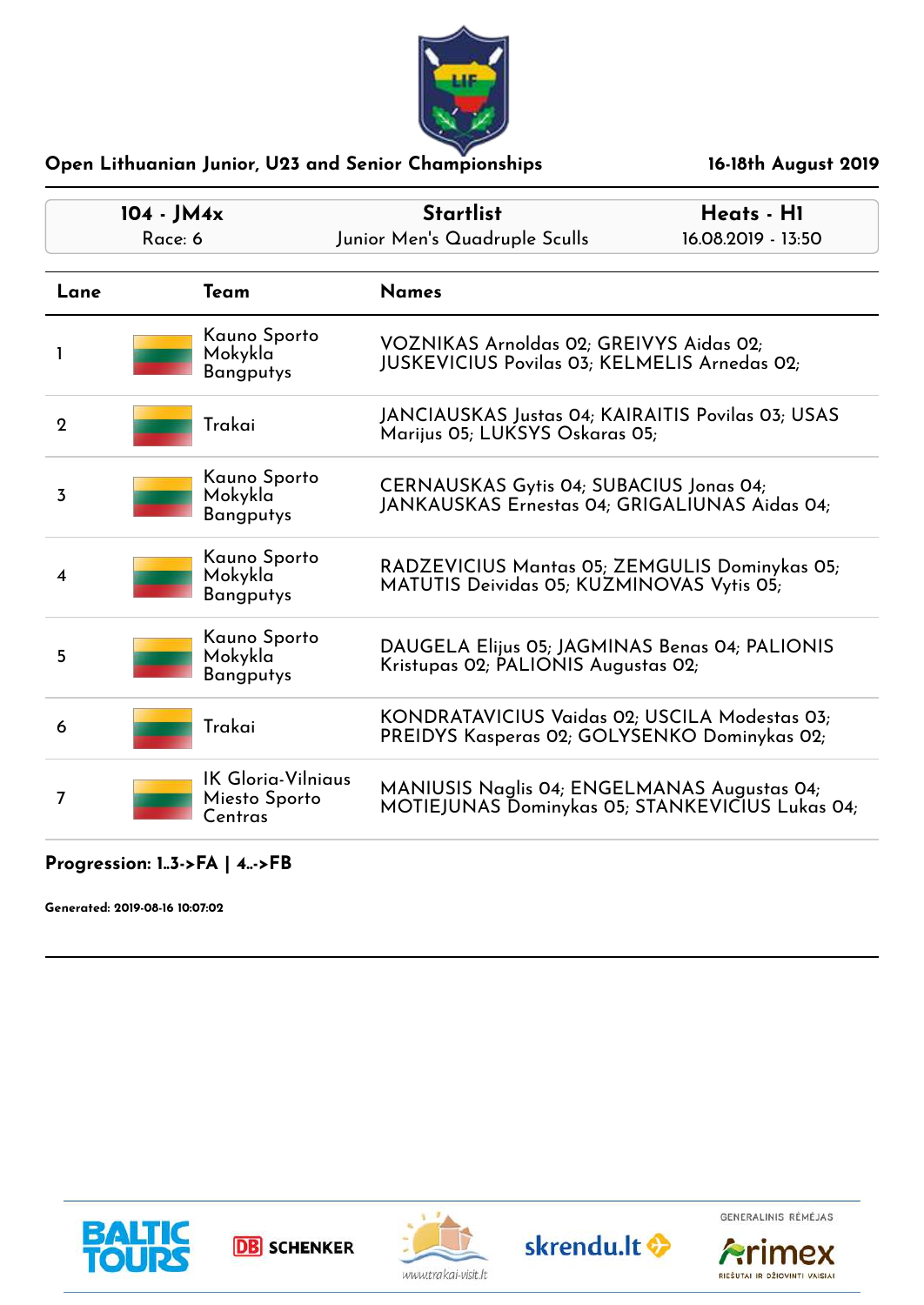## Open Lithuanian Junior, U23 and Senior Championships

**16-18th August 2019**

| 104 - JM4x | Startlist | Heats - H1 |
| --- | --- | --- |
| Race: 6 | Junior Men's Quadruple Sculls | 16.08.2019 - 13:50 |

| Lane | Team | Names |
| --- | --- | --- |
| 1 | Kauno Sporto Mokykla Bangputys | VOZNIKAS Arnoldas 02; GREIVYS Aidas 02; JUSKEVICIUS Povilas 03; KELMELIS Arnedas 02; |
| 2 | Trakai | JANCIAUSKAS Justas 04; KAIRAITIS Povilas 03; USAS Marijus 05; LUKSYS Oskaras 05; |
| 3 | Kauno Sporto Mokykla Bangputys | CERNAUSKAS Gytis 04; SUBACIUS Jonas 04; JANKAUSKAS Ernestas 04; GRIGALIUNAS Aidas 04; |
| 4 | Kauno Sporto Mokykla Bangputys | RADZEVICIUS Mantas 05; ZEMGULIS Dominykas 05; MATUTIS Deividas 05; KUZMINOVAS Vytis 05; |
| 5 | Kauno Sporto Mokykla Bangputys | DAUGELA Elijus 05; JAGMINAS Benas 04; PALIONIS Kristupas 02; PALIONIS Augustas 02; |
| 6 | Trakai | KONDRATAVICIUS Vaidas 02; USCILA Modestas 03; PREIDYS Kasperas 02; GOLYSENKO Dominykas 02; |
| 7 | IK Gloria-Vilniaus Miesto Sporto Centras | MANIUSIS Naglis 04; ENGELMANAS Augustas 04; MOTIEJUNAS Dominykas 05; STANKEVICIUS Lukas 04; |

**Progression: 1..3->FA | 4..->FB**

**Generated: 2019-08-16 10:07:02**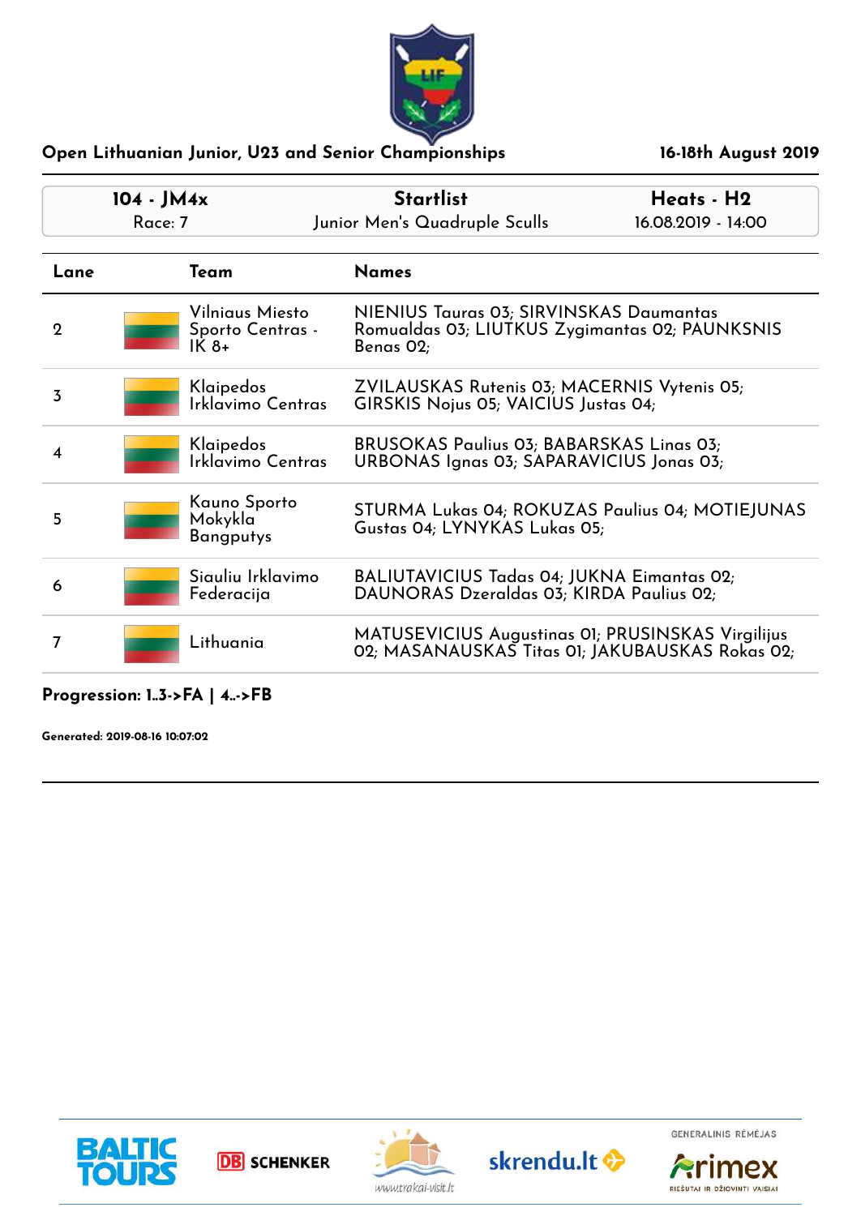Open Lithuanian Junior, U23 and Senior Championships — 16-18th August 2019

| 104 - JM4x | Startlist | Heats - H2 |
|---|---|---|
| Race: 7 | Junior Men's Quadruple Sculls | 16.08.2019 - 14:00 |

| Lane | Team | Names |
|---|---|---|
| 2 | Vilniaus Miesto Sporto Centras - IK 8+ | NIENIUS Tauras 03; SIRVINSKAS Daumantas Romualdas 03; LIUTKUS Zygimantas 02; PAUNKSNIS Benas 02; |
| 3 | Klaipedos Irklavimo Centras | ZVILAUSKAS Rutenis 03; MACERNIS Vytenis 05; GIRSKIS Nojus 05; VAICIUS Justas 04; |
| 4 | Klaipedos Irklavimo Centras | BRUSOKAS Paulius 03; BABARSKAS Linas 03; URBONAS Ignas 03; SAPARAVICIUS Jonas 03; |
| 5 | Kauno Sporto Mokykla Bangputys | STURMA Lukas 04; ROKUZAS Paulius 04; MOTIEJUNAS Gustas 04; LYNYKAS Lukas 05; |
| 6 | Siauliu Irklavimo Federacija | BALIUTAVICIUS Tadas 04; JUKNA Eimantas 02; DAUNORAS Dzeraldas 03; KIRDA Paulius 02; |
| 7 | Lithuania | MATUSEVICIUS Augustinas 01; PRUSINSKAS Virgilijus 02; MASANAUSKAS Titas 01; JAKUBAUSKAS Rokas 02; |

**Progression: 1..3->FA | 4..->FB**

**Generated: 2019-08-16 10:07:02**

GENERALINIS RĖMĖJAS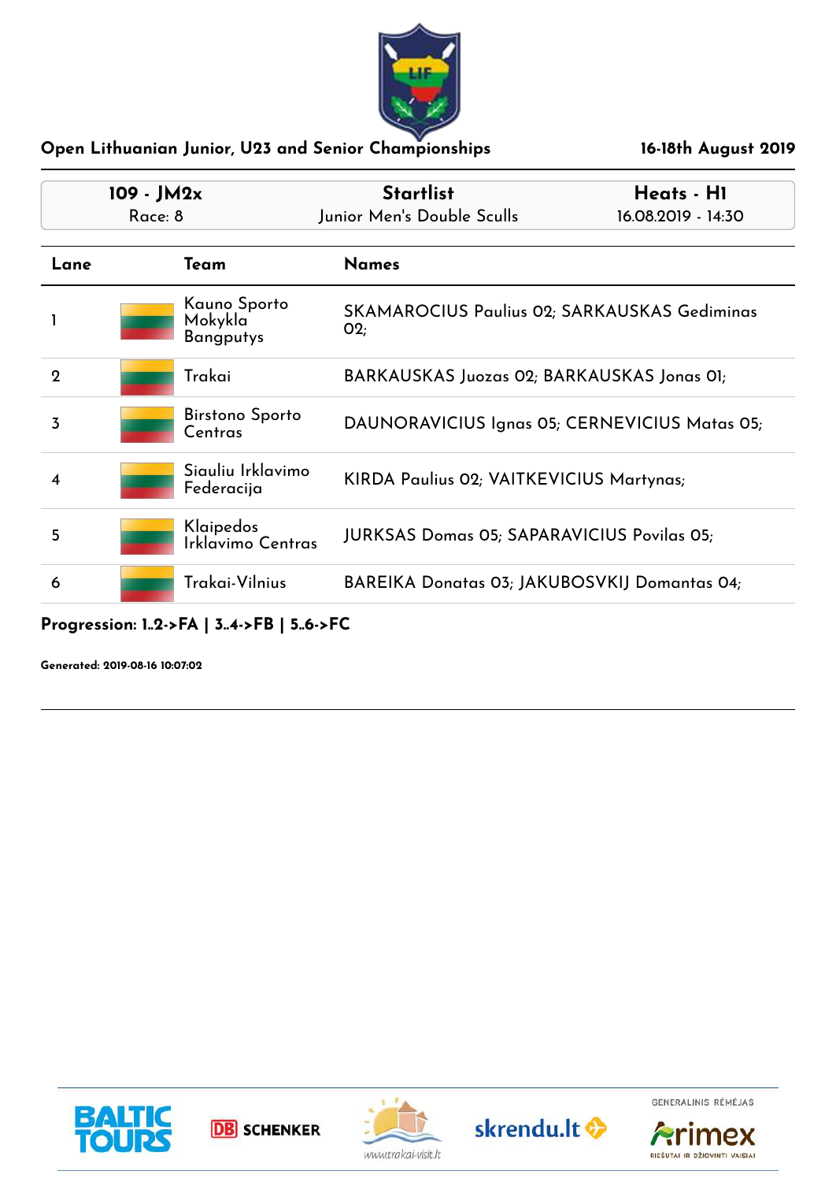## Open Lithuanian Junior, U23 and Senior Championships

**16-18th August 2019**

| 109 - JM2x | Startlist | Heats - H1 |
|---|---|---|
| Race: 8 | Junior Men's Double Sculls | 16.08.2019 - 14:30 |

| Lane | Team | Names |
|---|---|---|
| 1 | Kauno Sporto Mokykla Bangputys | SKAMAROCIUS Paulius 02; SARKAUSKAS Gediminas 02; |
| 2 | Trakai | BARKAUSKAS Juozas 02; BARKAUSKAS Jonas 01; |
| 3 | Birstono Sporto Centras | DAUNORAVICIUS Ignas 05; CERNEVICIUS Matas 05; |
| 4 | Siauliu Irklavimo Federacija | KIRDA Paulius 02; VAITKEVICIUS Martynas; |
| 5 | Klaipedos Irklavimo Centras | JURKSAS Domas 05; SAPARAVICIUS Povilas 05; |
| 6 | Trakai-Vilnius | BAREIKA Donatas 03; JAKUBOSVKIJ Domantas 04; |

**Progression: 1..2->FA | 3..4->FB | 5..6->FC**

**Generated: 2019-08-16 10:07:02**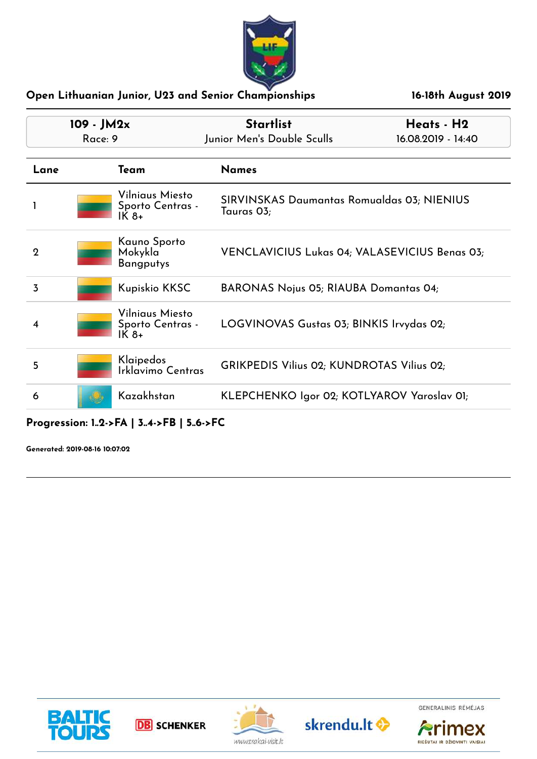## Open Lithuanian Junior, U23 and Senior Championships

**16-18th August 2019**

| **109 - JM2x** | **Startlist** | **Heats - H2** |
|---|---|---|
| Race: 9 | Junior Men's Double Sculls | 16.08.2019 - 14:40 |

| Lane | Team | Names |
|---|---|---|
| 1 | Vilniaus Miesto Sporto Centras - IK 8+ | SIRVINSKAS Daumantas Romualdas 03; NIENIUS Tauras 03; |
| 2 | Kauno Sporto Mokykla Bangputys | VENCLAVICIUS Lukas 04; VALASEVICIUS Benas 03; |
| 3 | Kupiskio KKSC | BARONAS Nojus 05; RIAUBA Domantas 04; |
| 4 | Vilniaus Miesto Sporto Centras - IK 8+ | LOGVINOVAS Gustas 03; BINKIS Irvydas 02; |
| 5 | Klaipedos Irklavimo Centras | GRIKPEDIS Vilius 02; KUNDROTAS Vilius 02; |
| 6 | Kazakhstan | KLEPCHENKO Igor 02; KOTLYAROV Yaroslav 01; |

**Progression: 1..2->FA | 3..4->FB | 5..6->FC**

**Generated: 2019-08-16 10:07:02**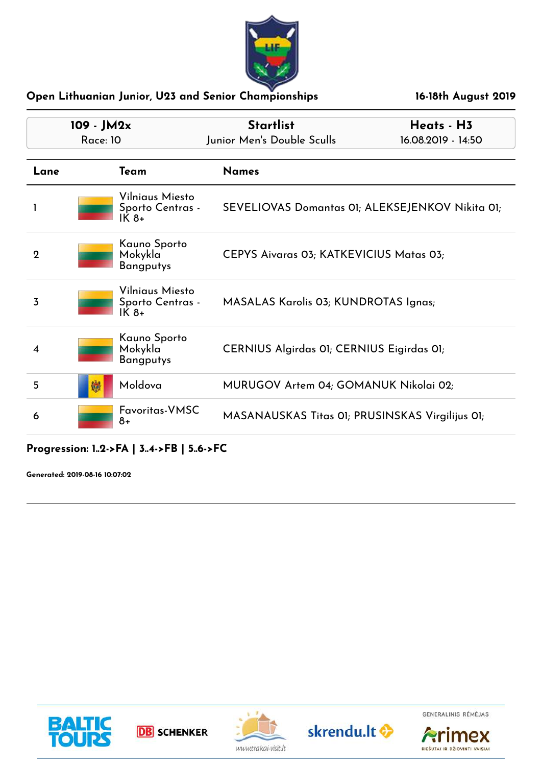Open Lithuanian Junior, U23 and Senior Championships

16-18th August 2019

| 109 - JM2x | Startlist | Heats - H3 |
|---|---|---|
| Race: 10 | Junior Men's Double Sculls | 16.08.2019 - 14:50 |

| Lane | Team | Names |
|---|---|---|
| 1 | Vilniaus Miesto Sporto Centras - IK 8+ | SEVELIOVAS Domantas 01; ALEKSEJENKOV Nikita 01; |
| 2 | Kauno Sporto Mokykla Bangputys | CEPYS Aivaras 03; KATKEVICIUS Matas 03; |
| 3 | Vilniaus Miesto Sporto Centras - IK 8+ | MASALAS Karolis 03; KUNDROTAS Ignas; |
| 4 | Kauno Sporto Mokykla Bangputys | CERNIUS Algirdas 01; CERNIUS Eigirdas 01; |
| 5 | Moldova | MURUGOV Artem 04; GOMANUK Nikolai 02; |
| 6 | Favoritas-VMSC 8+ | MASANAUSKAS Titas 01; PRUSINSKAS Virgilijus 01; |

**Progression: 1..2->FA | 3..4->FB | 5..6->FC**

**Generated: 2019-08-16 10:07:02**